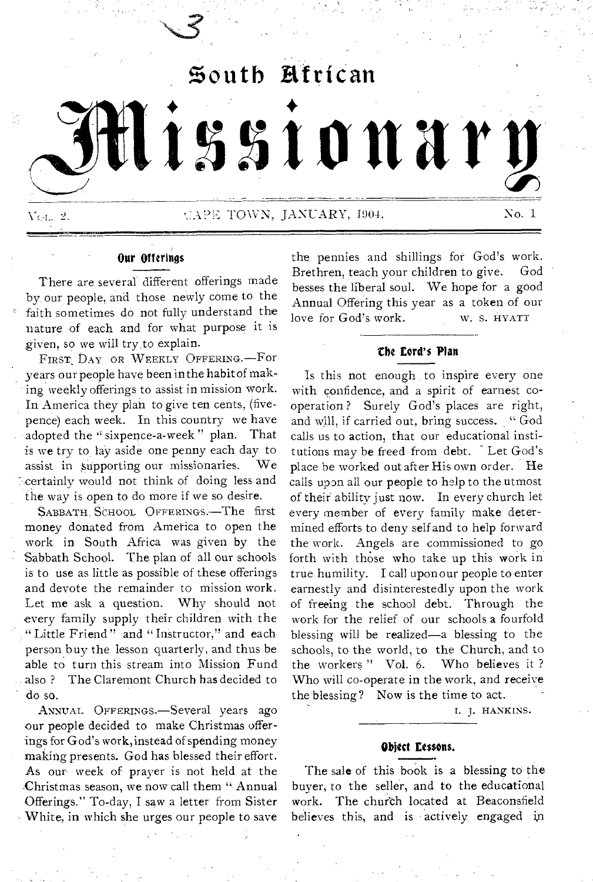# South African Missionary

VOL. 2. CAPE TOWN, JANUARY, 1904. No. 1

### Our Offerings

There are several different offerings made by our people, and those newly come to the faith sometimes do not fully understand the nature of each and for what purpose it is given, so we will try to explain.

FIRST DAY OR WEEKLY OFFERING.—For years our people have been in the habit of making weekly offerings to assist in mission work. In America they plan to give ten cents, (five-pence) each week. In this country we have adopted the "sixpence-a-week" plan. That is we try to lay aside one penny each day to assist in supporting our missionaries. We certainly would not think of doing less and the way is open to do more if we so desire.

SABBATH SCHOOL OFFERINGS.—The first money donated from America to open the work in South Africa was given by the Sabbath School. The plan of all our schools is to use as little as possible of these offerings and devote the remainder to mission work. Let me ask a question. Why should not every family supply their children with the "Little Friend" and "Instructor," and each person buy the lesson quarterly, and thus be able to turn this stream into Mission Fund also? The Claremont Church has decided to do so.

ANNUAL OFFERINGS.—Several years ago our people decided to make Christmas offerings for God's work, instead of spending money making presents. God has blessed their effort. As our week of prayer is not held at the Christmas season, we now call them "Annual Offerings." To-day, I saw a letter from Sister White, in which she urges our people to save the pennies and shillings for God's work. Brethren, teach your children to give. God besses the liberal soul. We hope for a good Annual Offering this year as a token of our love for God's work.

W. S. HYATT

### The Lord's Plan

Is this not enough to inspire every one with confidence, and a spirit of earnest co-operation? Surely God's places are right, and will, if carried out, bring success. "God calls us to action, that our educational institutions may be freed from debt. Let God's place be worked out after His own order. He calls upon all our people to help to the utmost of their ability just now. In every church let every member of every family make determined efforts to deny self and to help forward the work. Angels are commissioned to go forth with those who take up this work in true humility. I call upon our people to enter earnestly and disinterestedly upon the work of freeing the school debt. Through the work for the relief of our schools a fourfold blessing will be realized—a blessing to the schools, to the world, to the Church, and to the workers" Vol. 6. Who believes it? Who will co-operate in the work, and receive the blessing? Now is the time to act.

I. J. HANKINS.

### Object Lessons.

The sale of this book is a blessing to the buyer, to the seller, and to the educational work. The church located at Beaconsfield believes this, and is actively engaged in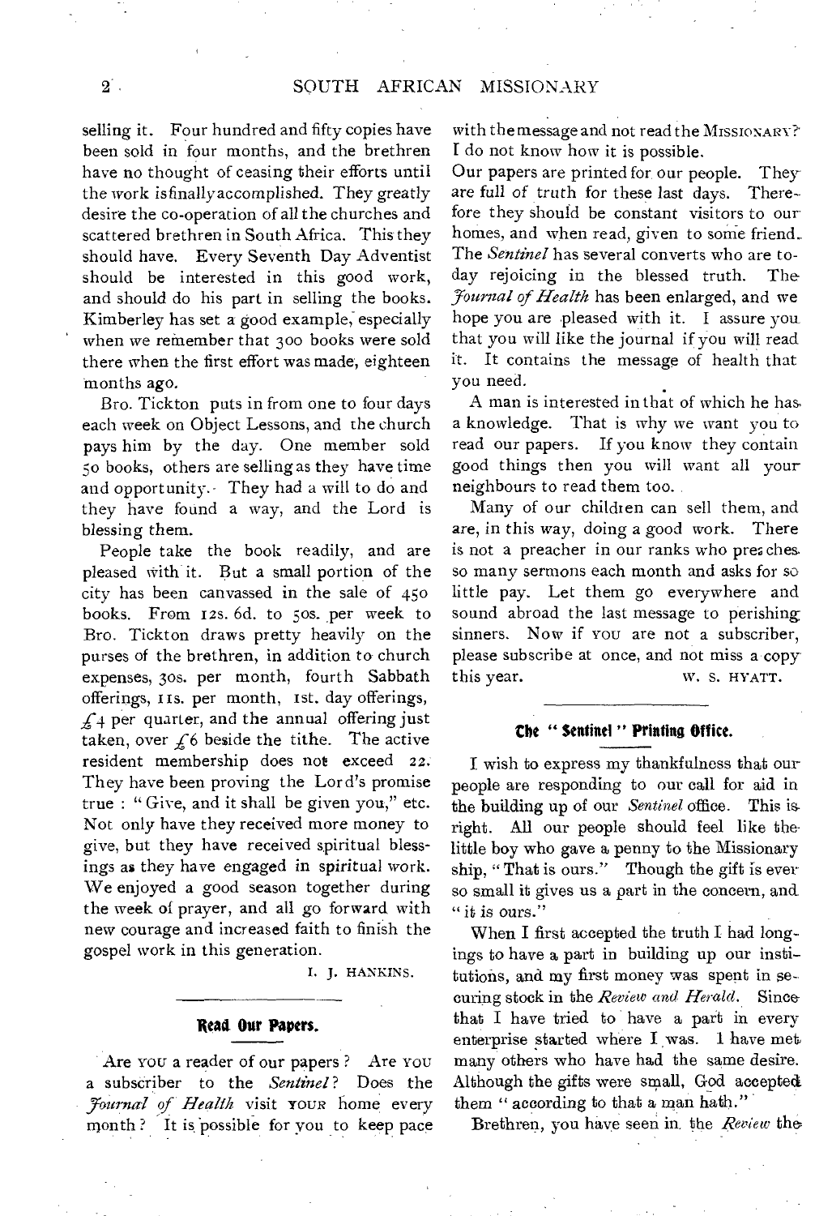selling it. Four hundred and fifty copies have been sold in four months, and the brethren have no thought of ceasing their efforts until the work isfinallyaccomplished. They greatly desire the co-operation of all the churches and scattered brethren in South Africa. This they should have. Every Seventh Day Adventist should be interested in this good work, and should do his part in selling the books. Kimberley has set a good example, especially when we remember that 300 books were sold there when the first effort was made, eighteen months ago.

Bro. Tickton puts in from one to four days each week on Object Lessons, and the church pays him by the day. One member sold 50 books, others are selling as they have time and opportunity. They had a will to do and they have found a way, and the Lord is blessing them.

People take the book readily, and are pleased with it. But a small portion of the city has been canvassed in the sale of 450 books. From 12s. 6d. to 50s. per week to Bro. Tickton draws pretty heavily on the purses of the brethren, in addition to church expenses, 30s. per month, fourth Sabbath offerings, 11s. per month, 1st. day offerings, £4 per quarter, and the annual offering just taken, over £6 beside the tithe. The active resident membership does not exceed 22. They have been proving the Lord's promise true : "Give, and it shall be given you," etc. Not only have they received more money to give, but they have received spiritual blessings as they have engaged in spiritual work. We enjoyed a good season together during the week of prayer, and all go forward with new courage and increased faith to finish the gospel work in this generation.

I. J. HANKINS.

## Read Our Papers.

Are YOU a reader of our papers? Are YOU a subscriber to the *Sentinel*? Does the *Journal of Health* visit YOUR home every month? It is possible for you to keep pace with the message and not read the MISSIONARY? I do not know how it is possible.

Our papers are printed for our people. They are full of truth for these last days. Therefore they should be constant visitors to our homes, and when read, given to some friend. The *Sentinel* has several converts who are today rejoicing in the blessed truth. The *Journal of Health* has been enlarged, and we hope you are pleased with it. I assure you that you will like the journal if you will read it. It contains the message of health that you need.

A man is interested in that of which he has a knowledge. That is why we want you to read our papers. If you know they contain good things then you will want all your neighbours to read them too.

Many of our children can sell them, and are, in this way, doing a good work. There is not a preacher in our ranks who preaches so many sermons each month and asks for so little pay. Let them go everywhere and sound abroad the last message to perishing sinners. Now if YOU are not a subscriber, please subscribe at once, and not miss a copy this year.

W. S. HYATT.

## The "Sentinel" Printing Office.

I wish to express my thankfulness that our people are responding to our call for aid in the building up of our *Sentinel* office. This is right. All our people should feel like the little boy who gave a penny to the Missionary ship, "That is ours." Though the gift is ever so small it gives us a part in the concern, and "it is ours."

When I first accepted the truth I had longings to have a part in building up our institutions, and my first money was spent in securing stock in the *Review and Herald*. Since that I have tried to have a part in every enterprise started where I was. I have met many others who have had the same desire. Although the gifts were small, God accepted them "according to that a man hath."

Brethren, you have seen in the *Review* the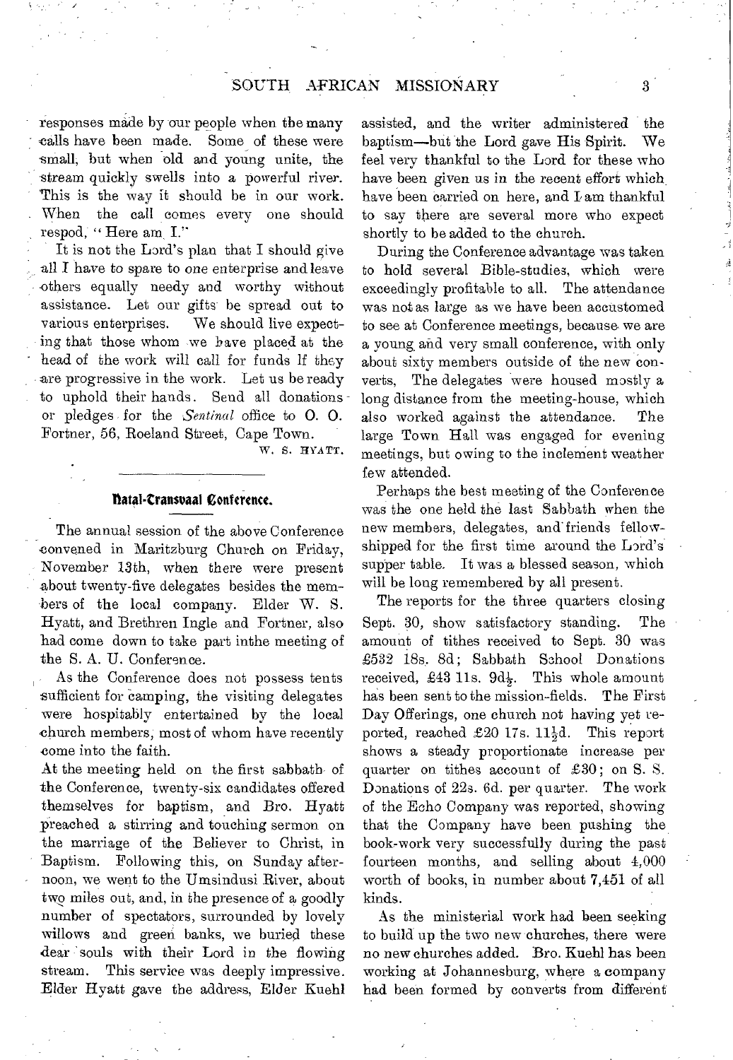responses made by our people when the many calls have been made. Some of these were small, but when old and young unite, the stream quickly swells into a powerful river. This is the way it should be in our work. When the call comes every one should respod, "Here am I."

It is not the Lord's plan that I should give all I have to spare to one enterprise and leave others equally needy and worthy without assistance. Let our gifts be spread out to various enterprises. We should live expecting that those whom we have placed at the head of the work will call for funds If they are progressive in the work. Let us be ready to uphold their hands. Send all donations or pledges for the *Sentinal* office to O. O. Fortner, 56, Roeland Street, Cape Town.

W. S. HYATT.

## Natal-Transvaal Conference.

The annual session of the above Conference convened in Maritzburg Church on Friday, November 13th, when there were present about twenty-five delegates besides the members of the local company. Elder W. S. Hyatt, and Brethren Ingle and Fortner, also had come down to take part inthe meeting of the S. A. U. Conference.

As the Conference does not possess tents sufficient for camping, the visiting delegates were hospitably entertained by the local church members, most of whom have recently come into the faith.

At the meeting held on the first sabbath of the Conference, twenty-six candidates offered themselves for baptism, and Bro. Hyatt preached a stirring and touching sermon on the marriage of the Believer to Christ, in Baptism. Following this, on Sunday afternoon, we went to the Umsindusi River, about two miles out, and, in the presence of a goodly number of spectators, surrounded by lovely willows and green banks, we buried these dear souls with their Lord in the flowing stream. This service was deeply impressive. Elder Hyatt gave the address, Elder Kuehl assisted, and the writer administered the baptism—but the Lord gave His Spirit. We feel very thankful to the Lord for these who have been given us in the recent effort which have been carried on here, and I am thankful to say there are several more who expect shortly to be added to the church.

During the Conference advantage was taken to hold several Bible-studies, which were exceedingly profitable to all. The attendance was not as large as we have been accustomed to see at Conference meetings, because we are a young and very small conference, with only about sixty members outside of the new converts, The delegates were housed mostly a long distance from the meeting-house, which also worked against the attendance. The large Town Hall was engaged for evening meetings, but owing to the inclement weather few attended.

Perhaps the best meeting of the Conference was the one held the last Sabbath when the new members, delegates, and friends fellowshipped for the first time around the Lord's supper table. It was a blessed season, which will be long remembered by all present.

The reports for the three quarters closing Sept. 30, show satisfactory standing. The amount of tithes received to Sept. 30 was £532 18s. 8d; Sabbath School Donations received, £43 11s. 9d½. This whole amount has been sent to the mission-fields. The First Day Offerings, one church not having yet reported, reached £20 17s. 11½d. This report shows a steady proportionate increase per quarter on tithes account of £30; on S. S. Donations of 22s. 6d. per quarter. The work of the Echo Company was reported, showing that the Company have been pushing the book-work very successfully during the past fourteen months, and selling about 4,000 worth of books, in number about 7,451 of all kinds.

As the ministerial work had been seeking to build up the two new churches, there were no new churches added. Bro. Kuehl has been working at Johannesburg, where a company had been formed by converts from different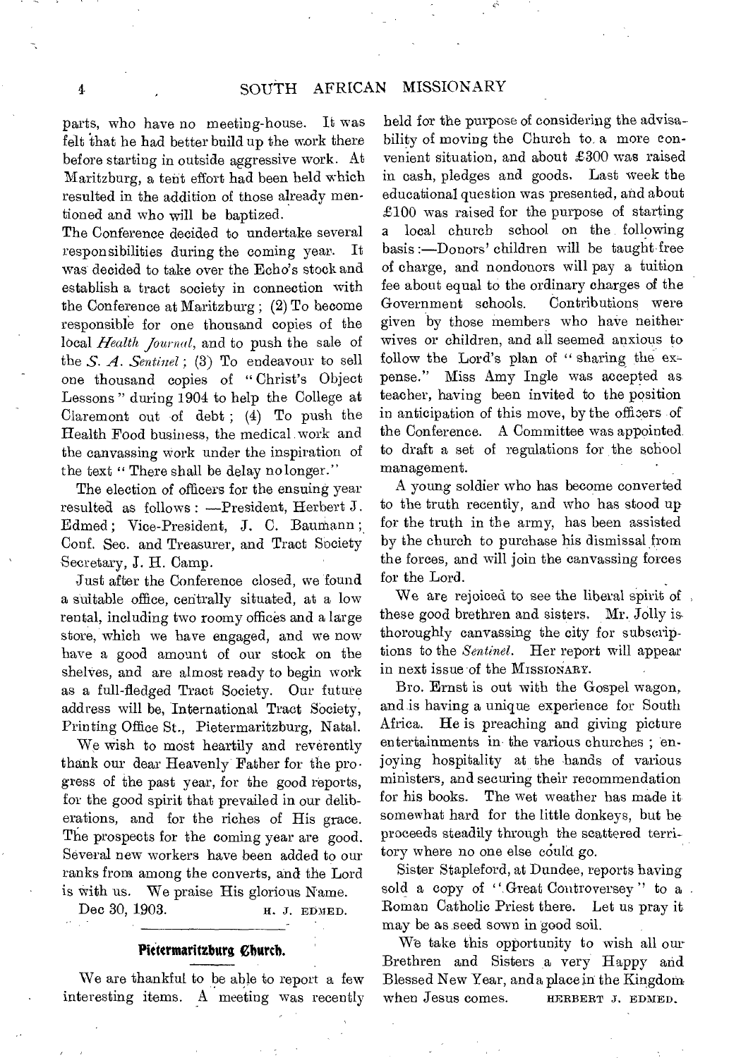parts, who have no meeting-house. It was felt that he had better build up the work there before starting in outside aggressive work. At Maritzburg, a tent effort had been held which resulted in the addition of those already mentioned and who will be baptized.

The Conference decided to undertake several responsibilities during the coming year. It was decided to take over the Echo's stock and establish a tract society in connection with the Conference at Maritzburg; (2) To become responsible for one thousand copies of the local *Health Journal*, and to push the sale of the *S. A. Sentinel*; (3) To endeavour to sell one thousand copies of "Christ's Object Lessons" during 1904 to help the College at Claremont out of debt; (4) To push the Health Food business, the medical work and the canvassing work under the inspiration of the text "There shall be delay no longer."

The election of officers for the ensuing year resulted as follows: —President, Herbert J. Edmed; Vice-President, J. C. Baumann; Conf. Sec. and Treasurer, and Tract Society Secretary, J. H. Camp.

Just after the Conference closed, we found a suitable office, centrally situated, at a low rental, including two roomy offices and a large store, which we have engaged, and we now have a good amount of our stock on the shelves, and are almost ready to begin work as a full-fledged Tract Society. Our future address will be, International Tract Society, Printing Office St., Pietermaritzburg, Natal.

We wish to most heartily and reverently thank our dear Heavenly Father for the progress of the past year, for the good reports, for the good spirit that prevailed in our deliberations, and for the riches of His grace. The prospects for the coming year are good. Several new workers have been added to our ranks from among the converts, and the Lord is with us. We praise His glorious Name.

Dec 30, 1903. H. J. EDMED.

## Pietermaritzburg Church.

We are thankful to be able to report a few interesting items. A meeting was recently held for the purpose of considering the advisability of moving the Church to a more convenient situation, and about £300 was raised in cash, pledges and goods. Last week the educational question was presented, and about £100 was raised for the purpose of starting a local church school on the following basis:—Donors' children will be taught free of charge, and nondonors will pay a tuition fee about equal to the ordinary charges of the Government schools. Contributions were given by those members who have neither wives or children, and all seemed anxious to follow the Lord's plan of "sharing the expense." Miss Amy Ingle was accepted as teacher, having been invited to the position in anticipation of this move, by the officers of the Conference. A Committee was appointed to draft a set of regulations for the school management.

A young soldier who has become converted to the truth recently, and who has stood up for the truth in the army, has been assisted by the church to purchase his dismissal from the forces, and will join the canvassing forces for the Lord.

We are rejoiced to see the liberal spirit of these good brethren and sisters. Mr. Jolly is thoroughly canvassing the city for subscriptions to the *Sentinel*. Her report will appear in next issue of the MISSIONARY.

Bro. Ernst is out with the Gospel wagon, and is having a unique experience for South Africa. He is preaching and giving picture entertainments in the various churches; enjoying hospitality at the hands of various ministers, and securing their recommendation for his books. The wet weather has made it somewhat hard for the little donkeys, but he proceeds steadily through the scattered territory where no one else could go.

Sister Stapleford, at Dundee, reports having sold a copy of "Great Controversy" to a Roman Catholic Priest there. Let us pray it may be as seed sown in good soil.

We take this opportunity to wish all our Brethren and Sisters a very Happy and Blessed New Year, and a place in the Kingdom when Jesus comes. HERBERT J. EDMED.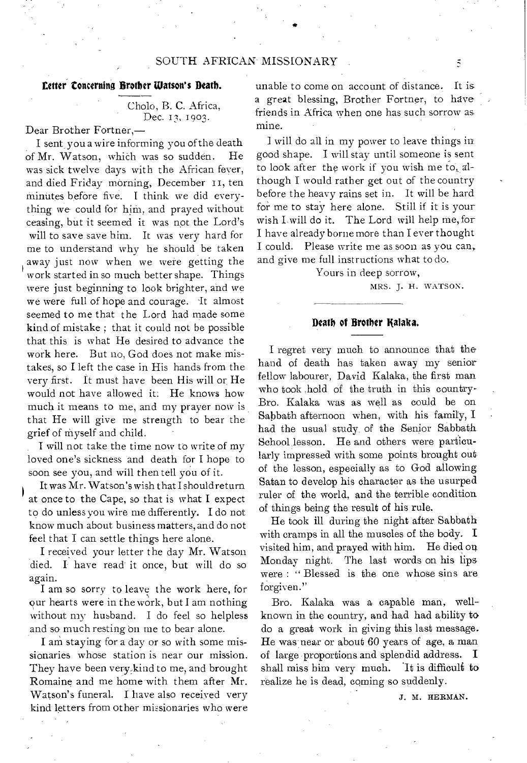## Letter Concerning Brother Watson's Death.

Cholo, B. C. Africa,
Dec. 13, 1903.

Dear Brother Fortner,—

I sent you a wire informing you of the death of Mr. Watson, which was so sudden. He was sick twelve days with the African fever, and died Friday morning, December 11, ten minutes before five. I think we did everything we could for him, and prayed without ceasing, but it seemed it was not the Lord's will to save save him. It was very hard for me to understand why he should be taken away just now when we were getting the work started in so much better shape. Things were just beginning to look brighter, and we we were full of hope and courage. It almost seemed to me that the Lord had made some kind of mistake ; that it could not be possible that this is what He desired to advance the work here. But no, God does not make mistakes, so I left the case in His hands from the very first. It must have been His will or He would not have allowed it. He knows how much it means to me, and my prayer now is that He will give me strength to bear the grief of myself and child.

I will not take the time now to write of my loved one's sickness and death for I hope to soon see you, and will then tell you of it.

It was Mr. Watson's wish that I should return at once to the Cape, so that is what I expect to do unless you wire me differently. I do not know much about business matters, and do not feel that I can settle things here alone.

I received your letter the day Mr. Watson died. I have read it once, but will do so again.

I am so sorry to leave the work here, for our hearts were in the work, but I am nothing without my husband. I do feel so helpless and so much resting on me to bear alone.

I am staying for a day or so with some missionaries whose station is near our mission. They have been very kind to me, and brought Romaine and me home with them after Mr. Watson's funeral. I have also received very kind letters from other missionaries who were unable to come on account of distance. It is a great blessing, Brother Fortner, to have friends in Africa when one has such sorrow as mine.

I will do all in my power to leave things in good shape. I will stay until someone is sent to look after the work if you wish me to, although I would rather get out of the country before the heavy rains set in. It will be hard for me to stay here alone. Still if it is your wish I will do it. The Lord will help me, for I have already borne more than I ever thought I could. Please write me as soon as you can, and give me full instructions what to do.

Yours in deep sorrow,

MRS. J. H. WATSON.

## Death of Brother Kalaka.

I regret very much to announce that the hand of death has taken away my senior fellow labourer, David Kalaka, the first man who took hold of the truth in this country. Bro. Kalaka was as well as could be on Sabbath afternoon when, with his family, I had the usual study of the Senior Sabbath School lesson. He and others were particularly impressed with some points brought out of the lesson, especially as to God allowing Satan to develop his character as the usurped ruler of the world, and the terrible condition of things being the result of his rule.

He took ill during the night after Sabbath with cramps in all the muscles of the body. I visited him, and prayed with him. He died on Monday night. The last words on his lips were : "Blessed is the one whose sins are forgiven."

Bro. Kalaka was a capable man, well-known in the country, and had had ability to do a great work in giving this last message. He was near or about 60 years of age, a man of large proportions and splendid address. I shall miss him very much. It is difficult to realize he is dead, coming so suddenly.

J. M. HERMAN.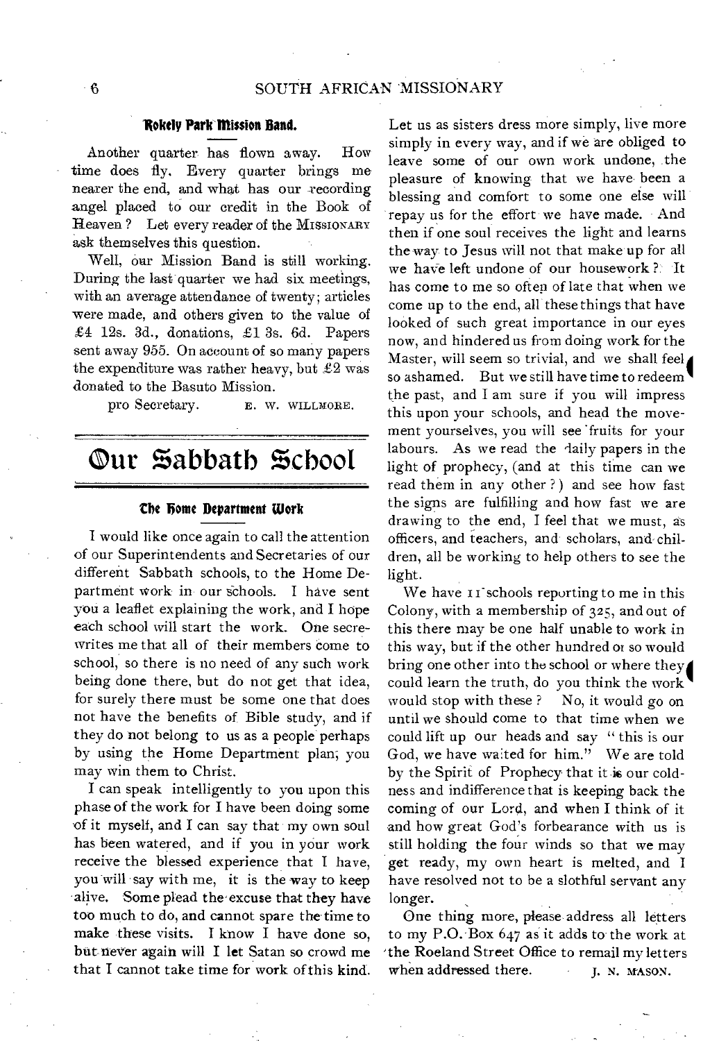### Rokely Park Mission Band.

Another quarter has flown away. How time does fly. Every quarter brings me nearer the end, and what has our recording angel placed to our credit in the Book of Heaven? Let every reader of the MISSIONARY ask themselves this question.

Well, our Mission Band is still working. During the last quarter we had six meetings, with an average attendance of twenty; articles were made, and others given to the value of £4 12s. 3d., donations, £1 3s. 6d. Papers sent away 955. On account of so many papers the expenditure was rather heavy, but £2 was donated to the Basuto Mission.

pro Secretary. E. W. WILLMORE.

## Our Sabbath School

### The Home Department Work

I would like once again to call the attention of our Superintendents and Secretaries of our different Sabbath schools, to the Home Department work in our schools. I have sent you a leaflet explaining the work, and I hope each school will start the work. One secre- writes me that all of their members come to school, so there is no need of any such work being done there, but do not get that idea, for surely there must be some one that does not have the benefits of Bible study, and if they do not belong to us as a people perhaps by using the Home Department plan, you may win them to Christ.

I can speak intelligently to you upon this phase of the work for I have been doing some of it myself, and I can say that my own soul has been watered, and if you in your work receive the blessed experience that I have, you will say with me, it is the way to keep alive. Some plead the excuse that they have too much to do, and cannot spare the time to make these visits. I know I have done so, but never again will I let Satan so crowd me that I cannot take time for work of this kind. Let us as sisters dress more simply, live more simply in every way, and if we are obliged to leave some of our own work undone, the pleasure of knowing that we have been a blessing and comfort to some one else will repay us for the effort we have made. And then if one soul receives the light and learns the way to Jesus will not that make up for all we have left undone of our housework? It has come to me so often of late that when we come up to the end, all these things that have looked of such great importance in our eyes now, and hindered us from doing work for the Master, will seem so trivial, and we shall feel so ashamed. But we still have time to redeem the past, and I am sure if you will impress this upon your schools, and head the movement yourselves, you will see fruits for your labours. As we read the daily papers in the light of prophecy, (and at this time can we read them in any other?) and see how fast the signs are fulfilling and how fast we are drawing to the end, I feel that we must, as officers, and teachers, and scholars, and children, all be working to help others to see the light.

We have 11 schools reporting to me in this Colony, with a membership of 325, and out of this there may be one half unable to work in this way, but if the other hundred or so would bring one other into the school or where they could learn the truth, do you think the work would stop with these? No, it would go on until we should come to that time when we could lift up our heads and say "this is our God, we have waited for him." We are told by the Spirit of Prophecy that it is our coldness and indifference that is keeping back the coming of our Lord, and when I think of it and how great God's forbearance with us is still holding the four winds so that we may get ready, my own heart is melted, and I have resolved not to be a slothful servant any longer.

One thing more, please address all letters to my P.O. Box 647 as it adds to the work at the Roeland Street Office to remail my letters when addressed there. J. N. MASON.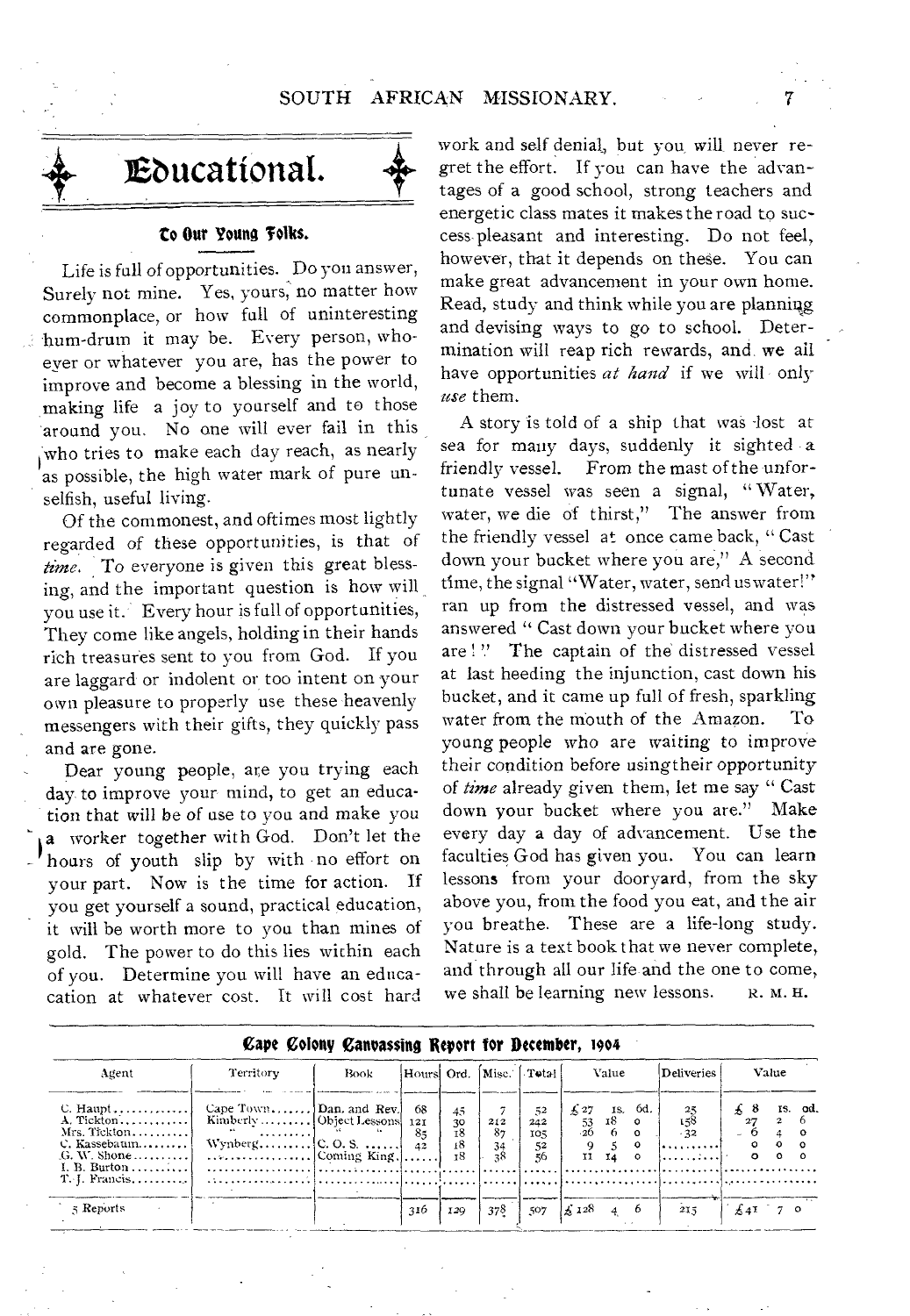# Educational.

### To Our Young Folks.

Life is full of opportunities. Do you answer, Surely not mine. Yes, yours, no matter how commonplace, or how full of uninteresting hum-drum it may be. Every person, whoever or whatever you are, has the power to improve and become a blessing in the world, making life a joy to yourself and to those around you. No one will ever fail in this who tries to make each day reach, as nearly as possible, the high water mark of pure unselfish, useful living.

Of the commonest, and oftimes most lightly regarded of these opportunities, is that of *time*. To everyone is given this great blessing, and the important question is how will you use it. Every hour is full of opportunities, They come like angels, holding in their hands rich treasures sent to you from God. If you are laggard or indolent or too intent on your own pleasure to properly use these heavenly messengers with their gifts, they quickly pass and are gone.

Dear young people, are you trying each day to improve your mind, to get an education that will be of use to you and make you a worker together with God. Don't let the hours of youth slip by with no effort on your part. Now is the time for action. If you get yourself a sound, practical education, it will be worth more to you than mines of gold. The power to do this lies within each of you. Determine you will have an educacation at whatever cost. It will cost hard work and self denial, but you will never regret the effort. If you can have the advantages of a good school, strong teachers and energetic class mates it makes the road to success pleasant and interesting. Do not feel, however, that it depends on these. You can make great advancement in your own home. Read, study and think while you are planning and devising ways to go to school. Determination will reap rich rewards, and we all have opportunities *at hand* if we will only *use* them.

A story is told of a ship that was lost at sea for many days, suddenly it sighted a friendly vessel. From the mast of the unfortunate vessel was seen a signal, "Water, water, we die of thirst," The answer from the friendly vessel at once came back, "Cast down your bucket where you are." A second time, the signal "Water, water, send us water!" ran up from the distressed vessel, and was answered "Cast down your bucket where you are!" The captain of the distressed vessel at last heeding the injunction, cast down his bucket, and it came up full of fresh, sparkling water from the mouth of the Amazon. To young people who are waiting to improve their condition before using their opportunity of *time* already given them, let me say "Cast down your bucket where you are." Make every day a day of advancement. Use the faculties God has given you. You can learn lessons from your dooryard, from the sky above you, from the food you eat, and the air you breathe. These are a life-long study. Nature is a text book that we never complete, and through all our life and the one to come, we shall be learning new lessons. R. M. H.

### Cape Colony Canvassing Report for December, 1904

| Agent | Territory | Book | Hours | Ord. | Misc. | Total | Value | Deliveries | Value |
|---|---|---|---|---|---|---|---|---|---|
| C. Haupt | Cape Town | Dan. and Rev. | 68 | 45 | 7 | 52 | £27 1s. 6d. | 25 | £8 1s. 0d. |
| A. Tickton | Kimberly | Object Lessons | 121 | 30 | 212 | 242 | 53 18 0 | 158 | 27 2 6 |
| Mrs. Tickton | " | " | 85 | 18 | 87 | 105 | 26 6 0 | 32 | 6 4 0 |
| C. Kassebaum | Wynberg | C. O. S. | 42 | 18 | 34 | 52 | 9 5 0 | | 0 0 0 |
| G. W. Shone | | Coming King | | 18 | 38 | 56 | 11 14 0 | | 0 0 0 |
| I. B. Burton | | | | | | | | | |
| T. J. Francis | | | | | | | | | |
| 5 Reports | | | 316 | 129 | 378 | 507 | £128 4 6 | 215 | £41 7 0 |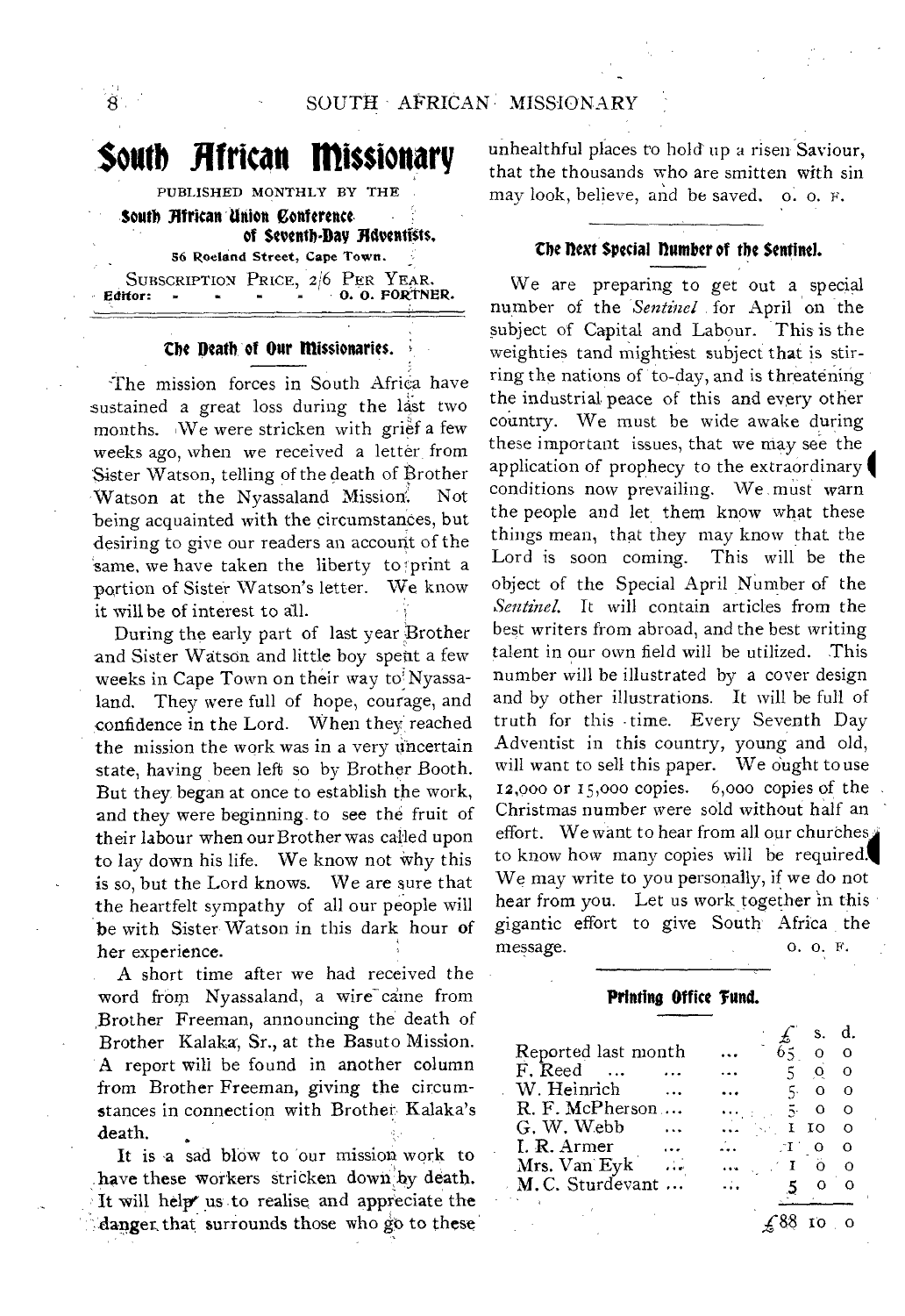# South African Missionary

PUBLISHED MONTHLY BY THE

South African Union Conference of Seventh-Day Adventists,

56 Roeland Street, Cape Town.

SUBSCRIPTION PRICE, 2/6 PER YEAR.

Editor: - - - - O. O. FORTNER.

## The Death of Our Missionaries.

The mission forces in South Africa have sustained a great loss during the last two months. We were stricken with grief a few weeks ago, when we received a letter from Sister Watson, telling of the death of Brother Watson at the Nyassaland Mission. Not being acquainted with the circumstances, but desiring to give our readers an account of the same, we have taken the liberty to print a portion of Sister Watson's letter. We know it will be of interest to all.

During the early part of last year Brother and Sister Watson and little boy spent a few weeks in Cape Town on their way to Nyassaland. They were full of hope, courage, and confidence in the Lord. When they reached the mission the work was in a very uncertain state, having been left so by Brother Booth. But they began at once to establish the work, and they were beginning to see the fruit of their labour when our Brother was called upon to lay down his life. We know not why this is so, but the Lord knows. We are sure that the heartfelt sympathy of all our people will be with Sister Watson in this dark hour of her experience.

A short time after we had received the word from Nyassaland, a wire came from Brother Freeman, announcing the death of Brother Kalaka, Sr., at the Basuto Mission. A report will be found in another column from Brother Freeman, giving the circumstances in connection with Brother Kalaka's death.

It is a sad blow to our mission work to have these workers stricken down by death. It will help us to realise and appreciate the danger that surrounds those who go to these unhealthful places to hold up a risen Saviour, that the thousands who are smitten with sin may look, believe, and be saved. O. O. F.

## The Next Special Number of the Sentinel.

We are preparing to get out a special number of the *Sentinel* for April on the subject of Capital and Labour. This is the weighties tand mightiest subject that is stirring the nations of to-day, and is threatening the industrial peace of this and every other country. We must be wide awake during these important issues, that we may see the application of prophecy to the extraordinary conditions now prevailing. We must warn the people and let them know what these things mean, that they may know that the Lord is soon coming. This will be the object of the Special April Number of the *Sentinel.* It will contain articles from the best writers from abroad, and the best writing talent in our own field will be utilized. This number will be illustrated by a cover design and by other illustrations. It will be full of truth for this time. Every Seventh Day Adventist in this country, young and old, will want to sell this paper. We ought to use 12,000 or 15,000 copies. 6,000 copies of the Christmas number were sold without half an effort. We want to hear from all our churches to know how many copies will be required. We may write to you personally, if we do not hear from you. Let us work together in this gigantic effort to give South Africa the message. O. O. F.

## Printing Office Fund.

| | £ | s. | d. |
|---|---|---|---|
| Reported last month ... | 65 | 0 | 0 |
| F. Reed ... ... ... | 5 | 0 | 0 |
| W. Heinrich ... ... | 5 | 0 | 0 |
| R. F. McPherson ... ... | 5 | 0 | 0 |
| G. W. Webb ... ... | 1 | 10 | 0 |
| I. R. Armer ... ... | 1 | 0 | 0 |
| Mrs. Van Eyk ... ... | 1 | 0 | 0 |
| M. C. Sturdevant ... ... | 5 | 0 | 0 |
| | £88 | 10 | 0 |